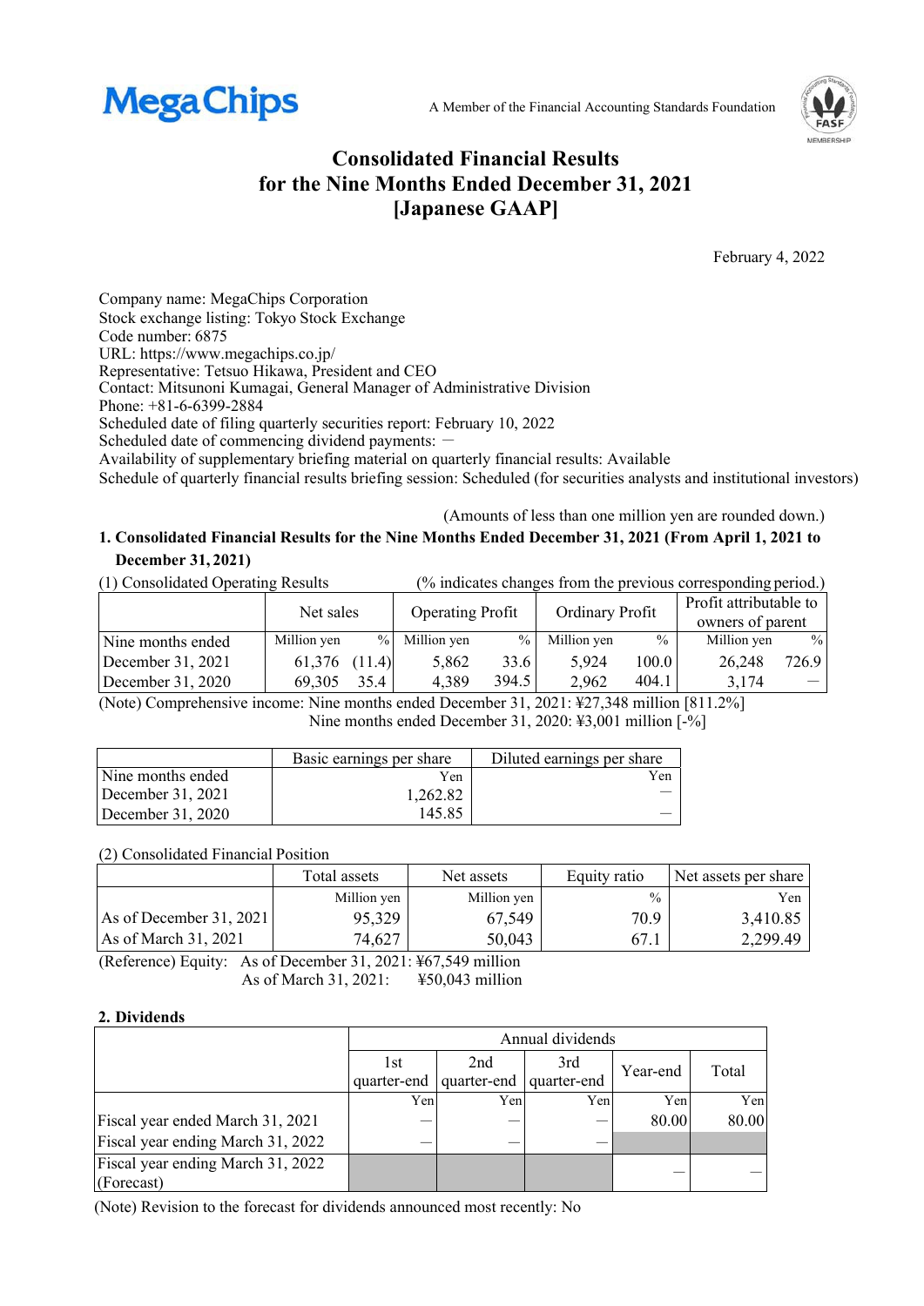MegaChips

A Member of the Financial Accounting Standards Foundation

# Consolidated Financial Results for the Nine Months Ended December 31, 2021 [Japanese GAAP]

February 4, 2022

Company name: MegaChips Corporation
Stock exchange listing: Tokyo Stock Exchange
Code number: 6875
URL: https://www.megachips.co.jp/
Representative: Tetsuo Hikawa, President and CEO
Contact: Mitsunoni Kumagai, General Manager of Administrative Division
Phone: +81-6-6399-2884
Scheduled date of filing quarterly securities report: February 10, 2022
Scheduled date of commencing dividend payments: －
Availability of supplementary briefing material on quarterly financial results: Available
Schedule of quarterly financial results briefing session: Scheduled (for securities analysts and institutional investors)

(Amounts of less than one million yen are rounded down.)

## 1. Consolidated Financial Results for the Nine Months Ended December 31, 2021 (From April 1, 2021 to December 31, 2021)

(1) Consolidated Operating Results (% indicates changes from the previous corresponding period.)

| | Net sales | | Operating Profit | | Ordinary Profit | | Profit attributable to owners of parent | |
|---|---|---|---|---|---|---|---|---|
| Nine months ended | Million yen | % | Million yen | % | Million yen | % | Million yen | % |
| December 31, 2021 | 61,376 | (11.4) | 5,862 | 33.6 | 5,924 | 100.0 | 26,248 | 726.9 |
| December 31, 2020 | 69,305 | 35.4 | 4,389 | 394.5 | 2,962 | 404.1 | 3,174 | — |

(Note) Comprehensive income: Nine months ended December 31, 2021: ¥27,348 million [811.2%]
Nine months ended December 31, 2020: ¥3,001 million [-%]

| | Basic earnings per share | Diluted earnings per share |
|---|---|---|
| Nine months ended | Yen | Yen |
| December 31, 2021 | 1,262.82 | — |
| December 31, 2020 | 145.85 | — |

(2) Consolidated Financial Position

| | Total assets | Net assets | Equity ratio | Net assets per share |
|---|---|---|---|---|
| | Million yen | Million yen | % | Yen |
| As of December 31, 2021 | 95,329 | 67,549 | 70.9 | 3,410.85 |
| As of March 31, 2021 | 74,627 | 50,043 | 67.1 | 2,299.49 |

(Reference) Equity: As of December 31, 2021: ¥67,549 million
As of March 31, 2021: ¥50,043 million

## 2. Dividends

| | Annual dividends | | | | |
|---|---|---|---|---|---|
| | 1st quarter-end | 2nd quarter-end | 3rd quarter-end | Year-end | Total |
| | Yen | Yen | Yen | Yen | Yen |
| Fiscal year ended March 31, 2021 | — | — | — | 80.00 | 80.00 |
| Fiscal year ending March 31, 2022 | — | — | — | | |
| Fiscal year ending March 31, 2022 (Forecast) | | | | — | — |

(Note) Revision to the forecast for dividends announced most recently: No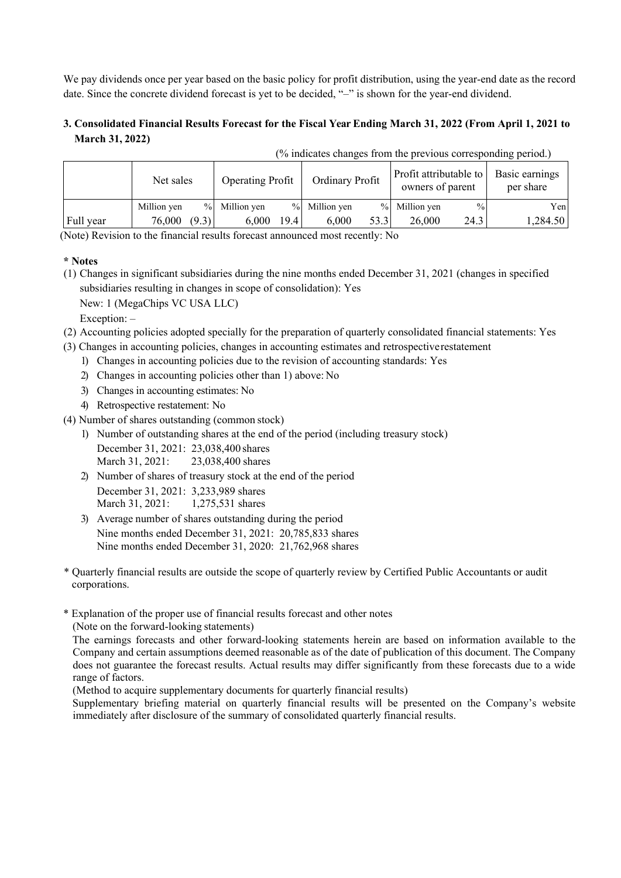We pay dividends once per year based on the basic policy for profit distribution, using the year-end date as the record date. Since the concrete dividend forecast is yet to be decided, "–" is shown for the year-end dividend.

### 3. Consolidated Financial Results Forecast for the Fiscal Year Ending March 31, 2022 (From April 1, 2021 to March 31, 2022)

(% indicates changes from the previous corresponding period.)

| | Net sales | | Operating Profit | | Ordinary Profit | | Profit attributable to owners of parent | | Basic earnings per share |
|---|---|---|---|---|---|---|---|---|---|
| | Million yen | % | Million yen | % | Million yen | % | Million yen | % | Yen |
| Full year | 76,000 | (9.3) | 6,000 | 19.4 | 6,000 | 53.3 | 26,000 | 24.3 | 1,284.50 |

(Note) Revision to the financial results forecast announced most recently: No

**\* Notes**

(1) Changes in significant subsidiaries during the nine months ended December 31, 2021 (changes in specified subsidiaries resulting in changes in scope of consolidation): Yes

New: 1 (MegaChips VC USA LLC)

Exception: –

(2) Accounting policies adopted specially for the preparation of quarterly consolidated financial statements: Yes

(3) Changes in accounting policies, changes in accounting estimates and retrospective restatement

1) Changes in accounting policies due to the revision of accounting standards: Yes
2) Changes in accounting policies other than 1) above: No
3) Changes in accounting estimates: No
4) Retrospective restatement: No

(4) Number of shares outstanding (common stock)

1) Number of outstanding shares at the end of the period (including treasury stock)
   December 31, 2021: 23,038,400 shares
   March 31, 2021: 23,038,400 shares
2) Number of shares of treasury stock at the end of the period
   December 31, 2021: 3,233,989 shares
   March 31, 2021: 1,275,531 shares
3) Average number of shares outstanding during the period
   Nine months ended December 31, 2021: 20,785,833 shares
   Nine months ended December 31, 2020: 21,762,968 shares

\* Quarterly financial results are outside the scope of quarterly review by Certified Public Accountants or audit corporations.

\* Explanation of the proper use of financial results forecast and other notes

(Note on the forward-looking statements)

The earnings forecasts and other forward-looking statements herein are based on information available to the Company and certain assumptions deemed reasonable as of the date of publication of this document. The Company does not guarantee the forecast results. Actual results may differ significantly from these forecasts due to a wide range of factors.

(Method to acquire supplementary documents for quarterly financial results)

Supplementary briefing material on quarterly financial results will be presented on the Company's website immediately after disclosure of the summary of consolidated quarterly financial results.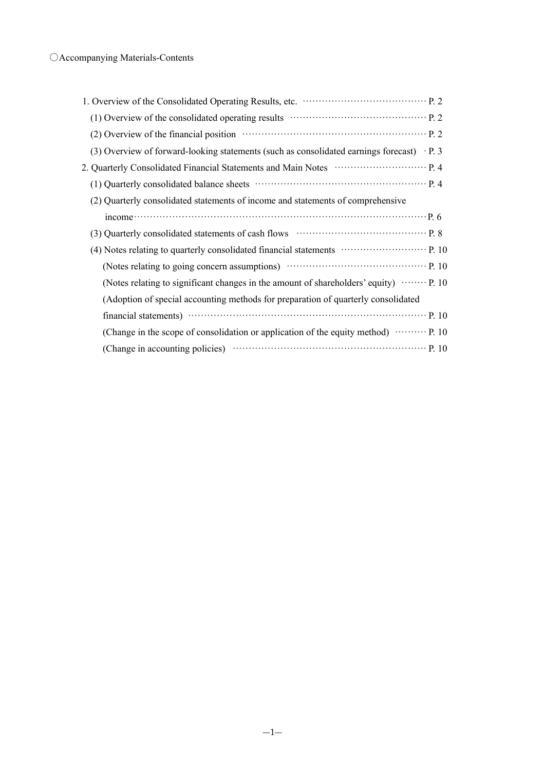○Accompanying Materials-Contents

1. Overview of the Consolidated Operating Results, etc. ······································ P. 2
   (1) Overview of the consolidated operating results ·········································· P. 2
   (2) Overview of the financial position ························································ P. 2
   (3) Overview of forward-looking statements (such as consolidated earnings forecast) · P. 3
2. Quarterly Consolidated Financial Statements and Main Notes ···························· P. 4
   (1) Quarterly consolidated balance sheets ···················································· P. 4
   (2) Quarterly consolidated statements of income and statements of comprehensive income·········································································································P. 6
   (3) Quarterly consolidated statements of cash flows ······································· P. 8
   (4) Notes relating to quarterly consolidated financial statements ·························· P. 10
      (Notes relating to going concern assumptions) ·········································· P. 10
      (Notes relating to significant changes in the amount of shareholders' equity) ········ P. 10
      (Adoption of special accounting methods for preparation of quarterly consolidated financial statements) ························································································ P. 10
      (Change in the scope of consolidation or application of the equity method) ·········· P. 10
      (Change in accounting policies) ··························································· P. 10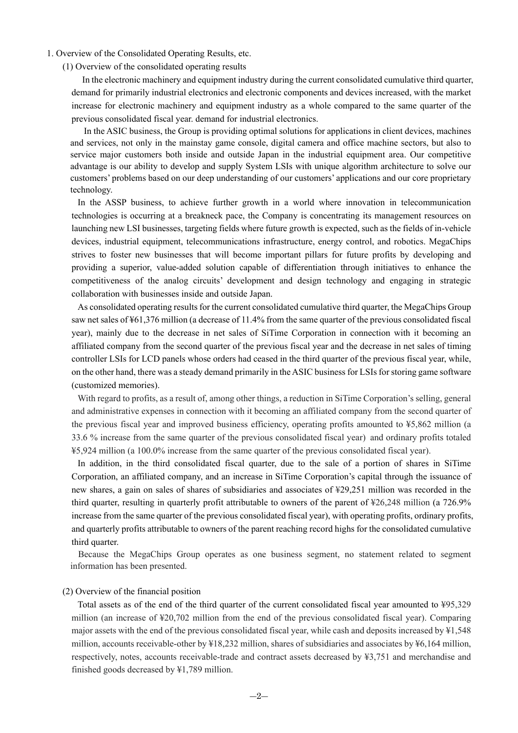## 1. Overview of the Consolidated Operating Results, etc.

### (1) Overview of the consolidated operating results

In the electronic machinery and equipment industry during the current consolidated cumulative third quarter, demand for primarily industrial electronics and electronic components and devices increased, with the market increase for electronic machinery and equipment industry as a whole compared to the same quarter of the previous consolidated fiscal year. demand for industrial electronics.

In the ASIC business, the Group is providing optimal solutions for applications in client devices, machines and services, not only in the mainstay game console, digital camera and office machine sectors, but also to service major customers both inside and outside Japan in the industrial equipment area. Our competitive advantage is our ability to develop and supply System LSIs with unique algorithm architecture to solve our customers' problems based on our deep understanding of our customers' applications and our core proprietary technology.

In the ASSP business, to achieve further growth in a world where innovation in telecommunication technologies is occurring at a breakneck pace, the Company is concentrating its management resources on launching new LSI businesses, targeting fields where future growth is expected, such as the fields of in-vehicle devices, industrial equipment, telecommunications infrastructure, energy control, and robotics. MegaChips strives to foster new businesses that will become important pillars for future profits by developing and providing a superior, value-added solution capable of differentiation through initiatives to enhance the competitiveness of the analog circuits' development and design technology and engaging in strategic collaboration with businesses inside and outside Japan.

As consolidated operating results for the current consolidated cumulative third quarter, the MegaChips Group saw net sales of ¥61,376 million (a decrease of 11.4% from the same quarter of the previous consolidated fiscal year), mainly due to the decrease in net sales of SiTime Corporation in connection with it becoming an affiliated company from the second quarter of the previous fiscal year and the decrease in net sales of timing controller LSIs for LCD panels whose orders had ceased in the third quarter of the previous fiscal year, while, on the other hand, there was a steady demand primarily in the ASIC business for LSIs for storing game software (customized memories).

With regard to profits, as a result of, among other things, a reduction in SiTime Corporation's selling, general and administrative expenses in connection with it becoming an affiliated company from the second quarter of the previous fiscal year and improved business efficiency, operating profits amounted to ¥5,862 million (a 33.6 % increase from the same quarter of the previous consolidated fiscal year) and ordinary profits totaled ¥5,924 million (a 100.0% increase from the same quarter of the previous consolidated fiscal year).

In addition, in the third consolidated fiscal quarter, due to the sale of a portion of shares in SiTime Corporation, an affiliated company, and an increase in SiTime Corporation's capital through the issuance of new shares, a gain on sales of shares of subsidiaries and associates of ¥29,251 million was recorded in the third quarter, resulting in quarterly profit attributable to owners of the parent of ¥26,248 million (a 726.9% increase from the same quarter of the previous consolidated fiscal year), with operating profits, ordinary profits, and quarterly profits attributable to owners of the parent reaching record highs for the consolidated cumulative third quarter.

Because the MegaChips Group operates as one business segment, no statement related to segment information has been presented.

### (2) Overview of the financial position

Total assets as of the end of the third quarter of the current consolidated fiscal year amounted to ¥95,329 million (an increase of ¥20,702 million from the end of the previous consolidated fiscal year). Comparing major assets with the end of the previous consolidated fiscal year, while cash and deposits increased by ¥1,548 million, accounts receivable-other by ¥18,232 million, shares of subsidiaries and associates by ¥6,164 million, respectively, notes, accounts receivable-trade and contract assets decreased by ¥3,751 and merchandise and finished goods decreased by ¥1,789 million.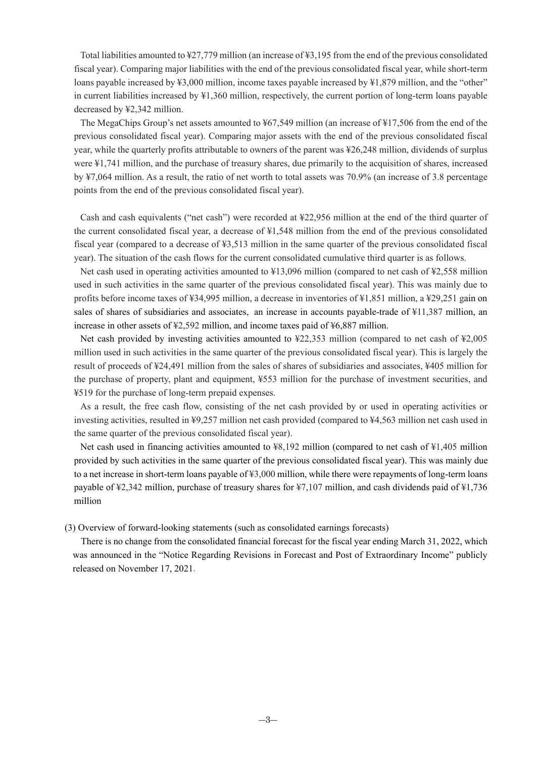Total liabilities amounted to ¥27,779 million (an increase of ¥3,195 from the end of the previous consolidated fiscal year). Comparing major liabilities with the end of the previous consolidated fiscal year, while short-term loans payable increased by ¥3,000 million, income taxes payable increased by ¥1,879 million, and the "other" in current liabilities increased by ¥1,360 million, respectively, the current portion of long-term loans payable decreased by ¥2,342 million.

The MegaChips Group's net assets amounted to ¥67,549 million (an increase of ¥17,506 from the end of the previous consolidated fiscal year). Comparing major assets with the end of the previous consolidated fiscal year, while the quarterly profits attributable to owners of the parent was ¥26,248 million, dividends of surplus were ¥1,741 million, and the purchase of treasury shares, due primarily to the acquisition of shares, increased by ¥7,064 million. As a result, the ratio of net worth to total assets was 70.9% (an increase of 3.8 percentage points from the end of the previous consolidated fiscal year).

Cash and cash equivalents ("net cash") were recorded at ¥22,956 million at the end of the third quarter of the current consolidated fiscal year, a decrease of ¥1,548 million from the end of the previous consolidated fiscal year (compared to a decrease of ¥3,513 million in the same quarter of the previous consolidated fiscal year). The situation of the cash flows for the current consolidated cumulative third quarter is as follows.

Net cash used in operating activities amounted to ¥13,096 million (compared to net cash of ¥2,558 million used in such activities in the same quarter of the previous consolidated fiscal year). This was mainly due to profits before income taxes of ¥34,995 million, a decrease in inventories of ¥1,851 million, a ¥29,251 gain on sales of shares of subsidiaries and associates, an increase in accounts payable-trade of ¥11,387 million, an increase in other assets of ¥2,592 million, and income taxes paid of ¥6,887 million.

Net cash provided by investing activities amounted to ¥22,353 million (compared to net cash of ¥2,005 million used in such activities in the same quarter of the previous consolidated fiscal year). This is largely the result of proceeds of ¥24,491 million from the sales of shares of subsidiaries and associates, ¥405 million for the purchase of property, plant and equipment, ¥553 million for the purchase of investment securities, and ¥519 for the purchase of long-term prepaid expenses.

As a result, the free cash flow, consisting of the net cash provided by or used in operating activities or investing activities, resulted in ¥9,257 million net cash provided (compared to ¥4,563 million net cash used in the same quarter of the previous consolidated fiscal year).

Net cash used in financing activities amounted to ¥8,192 million (compared to net cash of ¥1,405 million provided by such activities in the same quarter of the previous consolidated fiscal year). This was mainly due to a net increase in short-term loans payable of ¥3,000 million, while there were repayments of long-term loans payable of ¥2,342 million, purchase of treasury shares for ¥7,107 million, and cash dividends paid of ¥1,736 million

(3) Overview of forward-looking statements (such as consolidated earnings forecasts)

There is no change from the consolidated financial forecast for the fiscal year ending March 31, 2022, which was announced in the "Notice Regarding Revisions in Forecast and Post of Extraordinary Income" publicly released on November 17, 2021.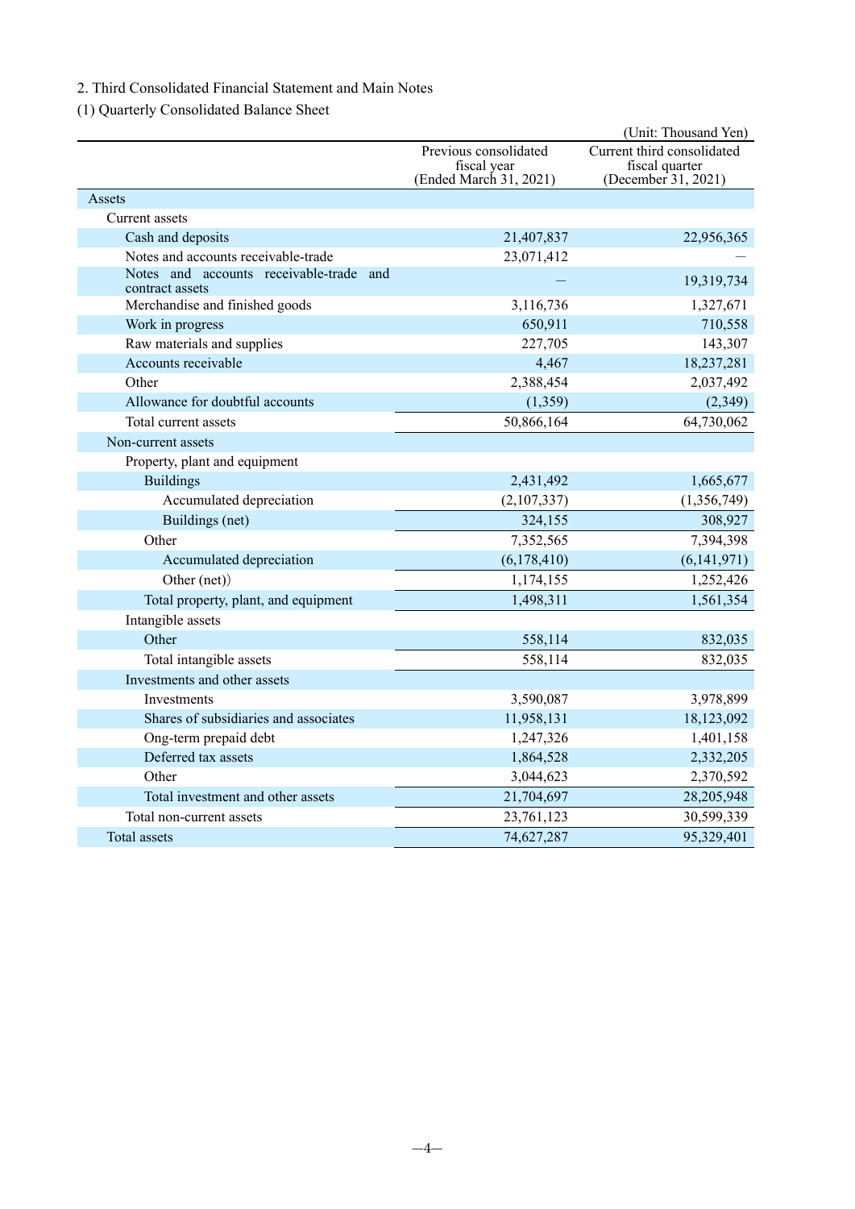2. Third Consolidated Financial Statement and Main Notes

(1) Quarterly Consolidated Balance Sheet

(Unit: Thousand Yen)

| | Previous consolidated fiscal year (Ended March 31, 2021) | Current third consolidated fiscal quarter (December 31, 2021) |
|---|---|---|
| Assets | | |
| Current assets | | |
| Cash and deposits | 21,407,837 | 22,956,365 |
| Notes and accounts receivable-trade | 23,071,412 | — |
| Notes and accounts receivable-trade and contract assets | — | 19,319,734 |
| Merchandise and finished goods | 3,116,736 | 1,327,671 |
| Work in progress | 650,911 | 710,558 |
| Raw materials and supplies | 227,705 | 143,307 |
| Accounts receivable | 4,467 | 18,237,281 |
| Other | 2,388,454 | 2,037,492 |
| Allowance for doubtful accounts | (1,359) | (2,349) |
| Total current assets | 50,866,164 | 64,730,062 |
| Non-current assets | | |
| Property, plant and equipment | | |
| Buildings | 2,431,492 | 1,665,677 |
| Accumulated depreciation | (2,107,337) | (1,356,749) |
| Buildings (net) | 324,155 | 308,927 |
| Other | 7,352,565 | 7,394,398 |
| Accumulated depreciation | (6,178,410) | (6,141,971) |
| Other (net)) | 1,174,155 | 1,252,426 |
| Total property, plant, and equipment | 1,498,311 | 1,561,354 |
| Intangible assets | | |
| Other | 558,114 | 832,035 |
| Total intangible assets | 558,114 | 832,035 |
| Investments and other assets | | |
| Investments | 3,590,087 | 3,978,899 |
| Shares of subsidiaries and associates | 11,958,131 | 18,123,092 |
| Ong-term prepaid debt | 1,247,326 | 1,401,158 |
| Deferred tax assets | 1,864,528 | 2,332,205 |
| Other | 3,044,623 | 2,370,592 |
| Total investment and other assets | 21,704,697 | 28,205,948 |
| Total non-current assets | 23,761,123 | 30,599,339 |
| Total assets | 74,627,287 | 95,329,401 |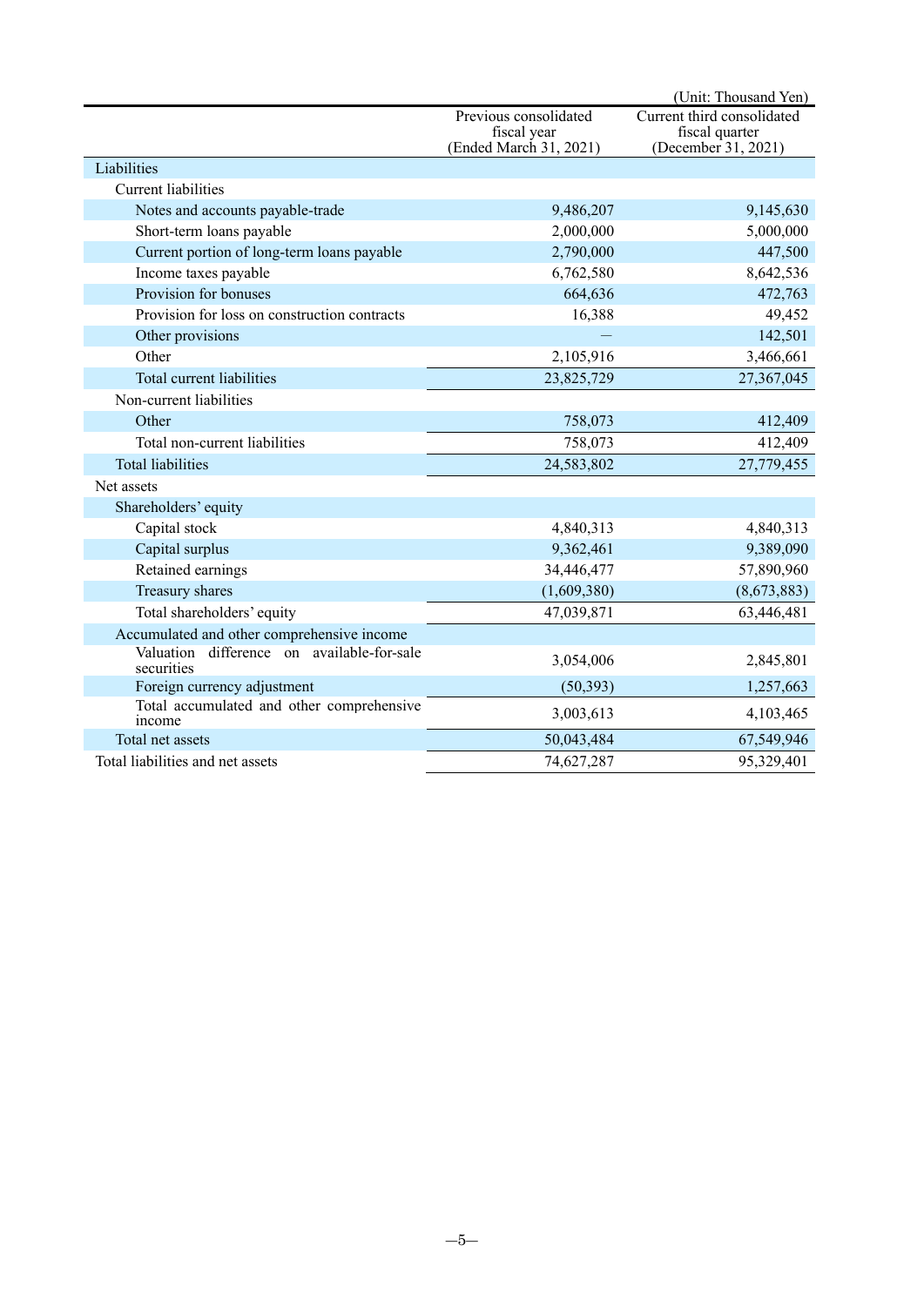(Unit: Thousand Yen)

| | Previous consolidated fiscal year (Ended March 31, 2021) | Current third consolidated fiscal quarter (December 31, 2021) |
|---|---|---|
| Liabilities | | |
| Current liabilities | | |
| Notes and accounts payable-trade | 9,486,207 | 9,145,630 |
| Short-term loans payable | 2,000,000 | 5,000,000 |
| Current portion of long-term loans payable | 2,790,000 | 447,500 |
| Income taxes payable | 6,762,580 | 8,642,536 |
| Provision for bonuses | 664,636 | 472,763 |
| Provision for loss on construction contracts | 16,388 | 49,452 |
| Other provisions | — | 142,501 |
| Other | 2,105,916 | 3,466,661 |
| Total current liabilities | 23,825,729 | 27,367,045 |
| Non-current liabilities | | |
| Other | 758,073 | 412,409 |
| Total non-current liabilities | 758,073 | 412,409 |
| Total liabilities | 24,583,802 | 27,779,455 |
| Net assets | | |
| Shareholders' equity | | |
| Capital stock | 4,840,313 | 4,840,313 |
| Capital surplus | 9,362,461 | 9,389,090 |
| Retained earnings | 34,446,477 | 57,890,960 |
| Treasury shares | (1,609,380) | (8,673,883) |
| Total shareholders' equity | 47,039,871 | 63,446,481 |
| Accumulated and other comprehensive income | | |
| Valuation difference on available-for-sale securities | 3,054,006 | 2,845,801 |
| Foreign currency adjustment | (50,393) | 1,257,663 |
| Total accumulated and other comprehensive income | 3,003,613 | 4,103,465 |
| Total net assets | 50,043,484 | 67,549,946 |
| Total liabilities and net assets | 74,627,287 | 95,329,401 |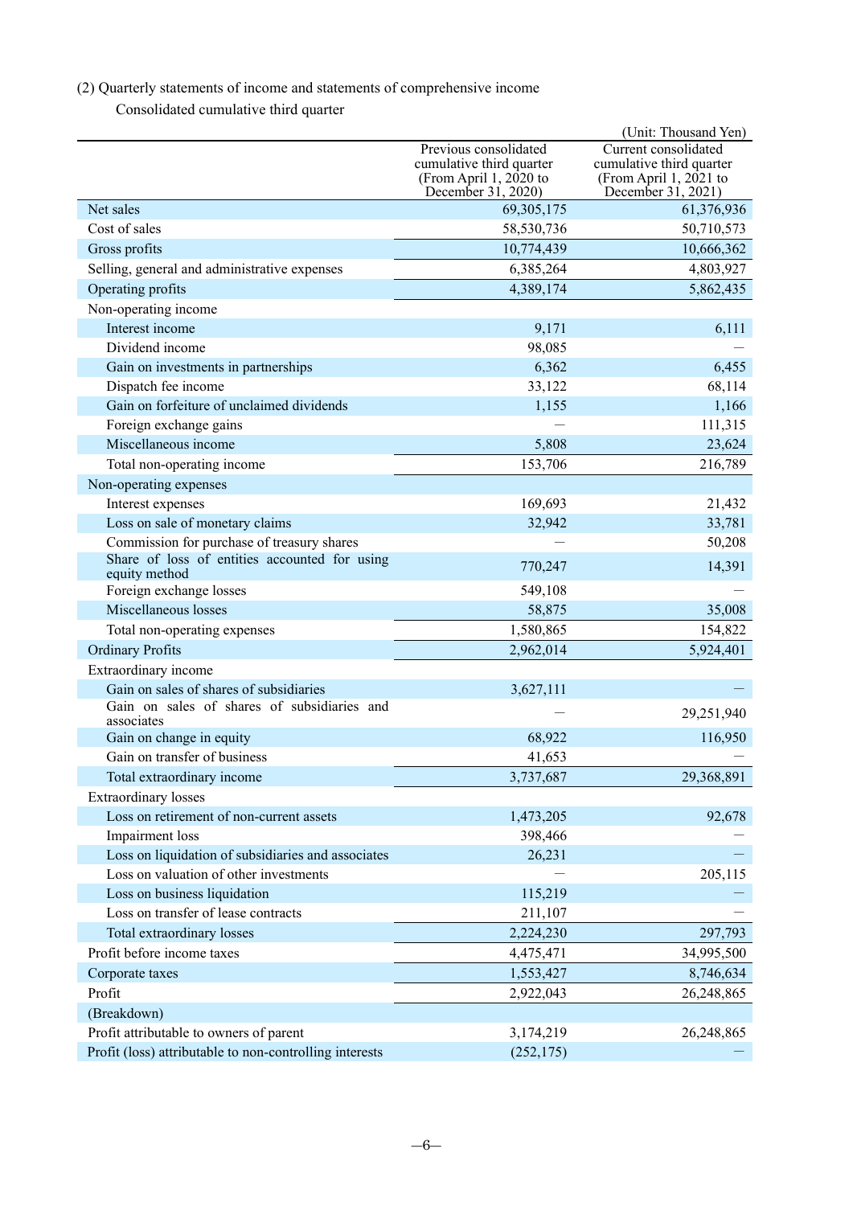(2) Quarterly statements of income and statements of comprehensive income

Consolidated cumulative third quarter

(Unit: Thousand Yen)

| | Previous consolidated cumulative third quarter (From April 1, 2020 to December 31, 2020) | Current consolidated cumulative third quarter (From April 1, 2021 to December 31, 2021) |
|---|---|---|
| Net sales | 69,305,175 | 61,376,936 |
| Cost of sales | 58,530,736 | 50,710,573 |
| Gross profits | 10,774,439 | 10,666,362 |
| Selling, general and administrative expenses | 6,385,264 | 4,803,927 |
| Operating profits | 4,389,174 | 5,862,435 |
| Non-operating income | | |
| Interest income | 9,171 | 6,111 |
| Dividend income | 98,085 | — |
| Gain on investments in partnerships | 6,362 | 6,455 |
| Dispatch fee income | 33,122 | 68,114 |
| Gain on forfeiture of unclaimed dividends | 1,155 | 1,166 |
| Foreign exchange gains | — | 111,315 |
| Miscellaneous income | 5,808 | 23,624 |
| Total non-operating income | 153,706 | 216,789 |
| Non-operating expenses | | |
| Interest expenses | 169,693 | 21,432 |
| Loss on sale of monetary claims | 32,942 | 33,781 |
| Commission for purchase of treasury shares | — | 50,208 |
| Share of loss of entities accounted for using equity method | 770,247 | 14,391 |
| Foreign exchange losses | 549,108 | — |
| Miscellaneous losses | 58,875 | 35,008 |
| Total non-operating expenses | 1,580,865 | 154,822 |
| Ordinary Profits | 2,962,014 | 5,924,401 |
| Extraordinary income | | |
| Gain on sales of shares of subsidiaries | 3,627,111 | — |
| Gain on sales of shares of subsidiaries and associates | — | 29,251,940 |
| Gain on change in equity | 68,922 | 116,950 |
| Gain on transfer of business | 41,653 | — |
| Total extraordinary income | 3,737,687 | 29,368,891 |
| Extraordinary losses | | |
| Loss on retirement of non-current assets | 1,473,205 | 92,678 |
| Impairment loss | 398,466 | — |
| Loss on liquidation of subsidiaries and associates | 26,231 | — |
| Loss on valuation of other investments | — | 205,115 |
| Loss on business liquidation | 115,219 | — |
| Loss on transfer of lease contracts | 211,107 | — |
| Total extraordinary losses | 2,224,230 | 297,793 |
| Profit before income taxes | 4,475,471 | 34,995,500 |
| Corporate taxes | 1,553,427 | 8,746,634 |
| Profit | 2,922,043 | 26,248,865 |
| (Breakdown) | | |
| Profit attributable to owners of parent | 3,174,219 | 26,248,865 |
| Profit (loss) attributable to non-controlling interests | (252,175) | — |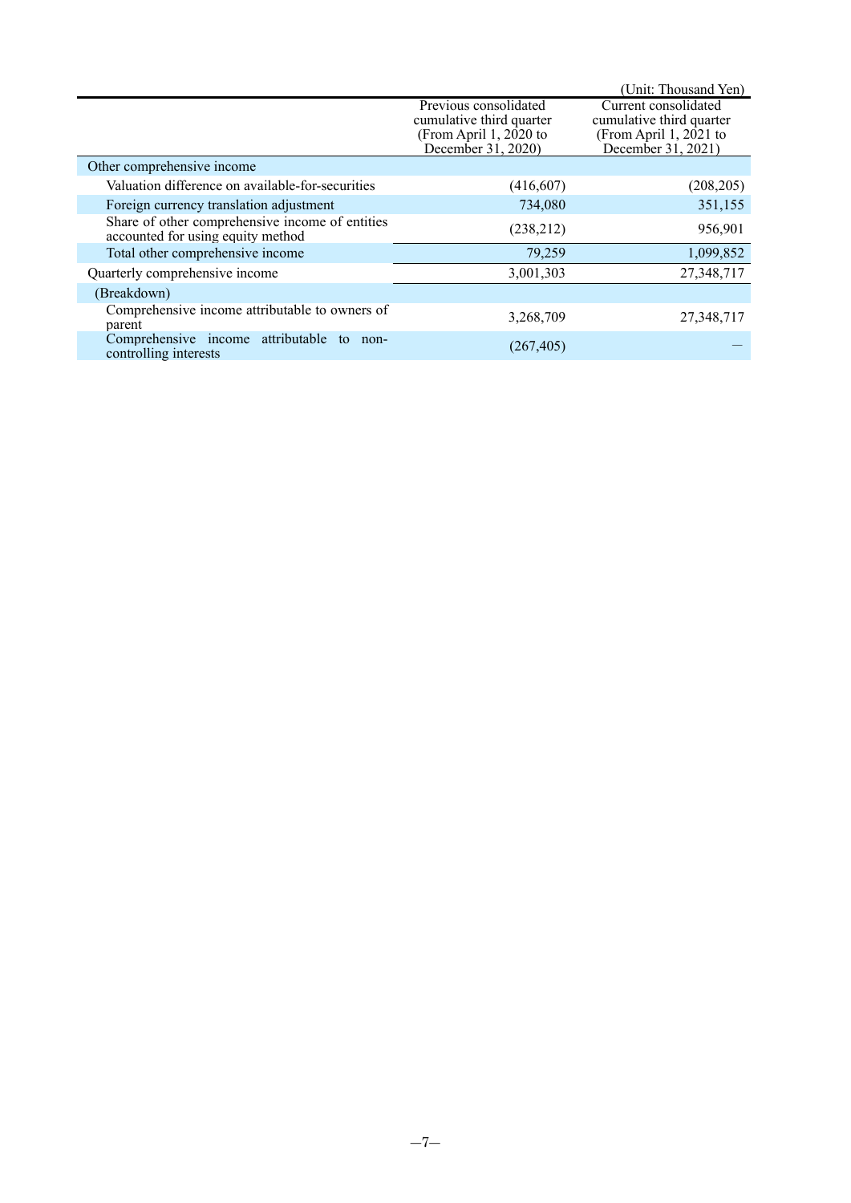(Unit: Thousand Yen)

| | Previous consolidated cumulative third quarter (From April 1, 2020 to December 31, 2020) | Current consolidated cumulative third quarter (From April 1, 2021 to December 31, 2021) |
|---|---|---|
| Other comprehensive income | | |
| Valuation difference on available-for-securities | (416,607) | (208,205) |
| Foreign currency translation adjustment | 734,080 | 351,155 |
| Share of other comprehensive income of entities accounted for using equity method | (238,212) | 956,901 |
| Total other comprehensive income | 79,259 | 1,099,852 |
| Quarterly comprehensive income | 3,001,303 | 27,348,717 |
| (Breakdown) | | |
| Comprehensive income attributable to owners of parent | 3,268,709 | 27,348,717 |
| Comprehensive income attributable to non-controlling interests | (267,405) | — |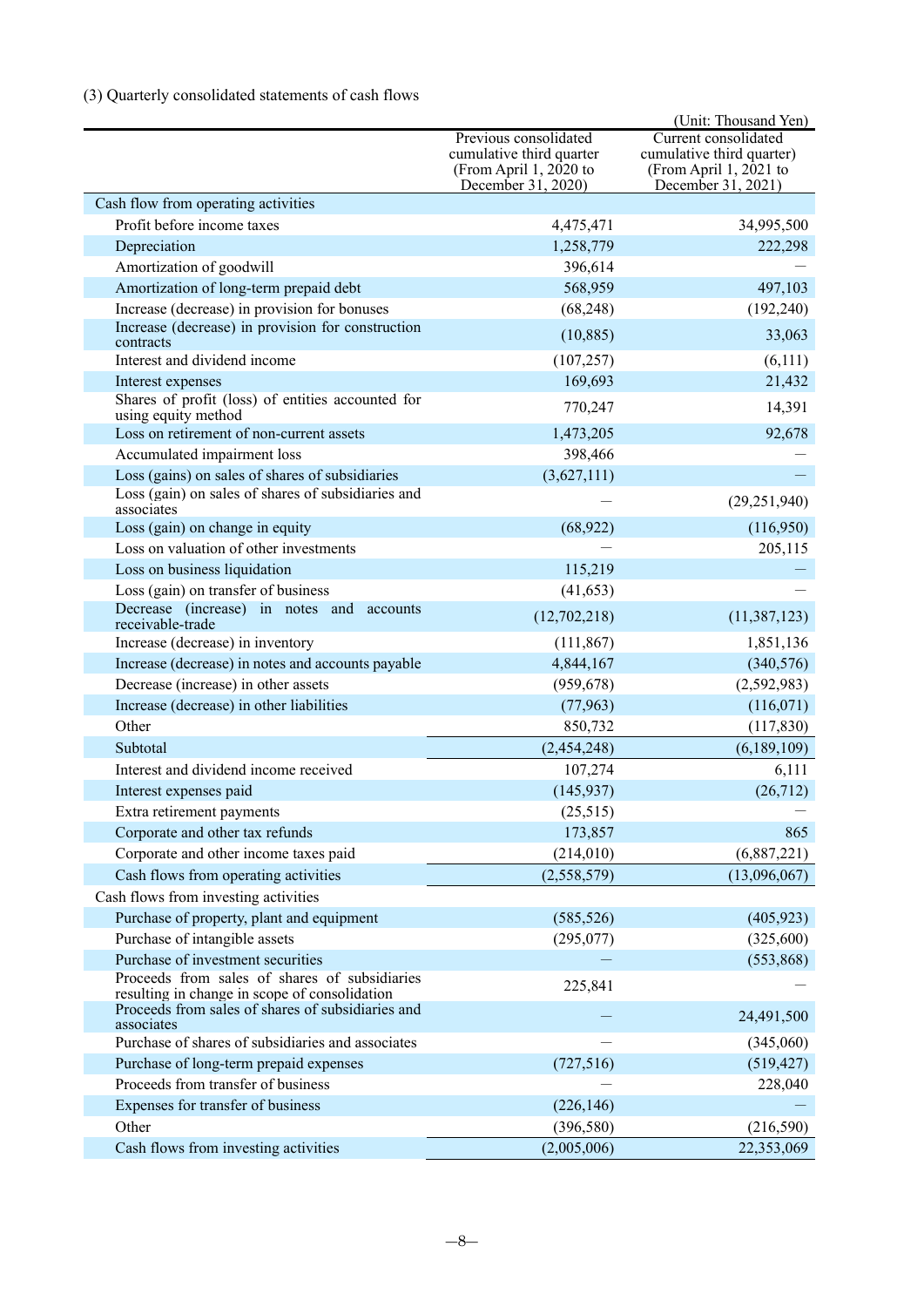(3) Quarterly consolidated statements of cash flows

(Unit: Thousand Yen)

| | Previous consolidated cumulative third quarter (From April 1, 2020 to December 31, 2020) | Current consolidated cumulative third quarter) (From April 1, 2021 to December 31, 2021) |
|---|---|---|
| Cash flow from operating activities | | |
| Profit before income taxes | 4,475,471 | 34,995,500 |
| Depreciation | 1,258,779 | 222,298 |
| Amortization of goodwill | 396,614 | — |
| Amortization of long-term prepaid debt | 568,959 | 497,103 |
| Increase (decrease) in provision for bonuses | (68,248) | (192,240) |
| Increase (decrease) in provision for construction contracts | (10,885) | 33,063 |
| Interest and dividend income | (107,257) | (6,111) |
| Interest expenses | 169,693 | 21,432 |
| Shares of profit (loss) of entities accounted for using equity method | 770,247 | 14,391 |
| Loss on retirement of non-current assets | 1,473,205 | 92,678 |
| Accumulated impairment loss | 398,466 | — |
| Loss (gains) on sales of shares of subsidiaries | (3,627,111) | — |
| Loss (gain) on sales of shares of subsidiaries and associates | — | (29,251,940) |
| Loss (gain) on change in equity | (68,922) | (116,950) |
| Loss on valuation of other investments | — | 205,115 |
| Loss on business liquidation | 115,219 | — |
| Loss (gain) on transfer of business | (41,653) | — |
| Decrease (increase) in notes and accounts receivable-trade | (12,702,218) | (11,387,123) |
| Increase (decrease) in inventory | (111,867) | 1,851,136 |
| Increase (decrease) in notes and accounts payable | 4,844,167 | (340,576) |
| Decrease (increase) in other assets | (959,678) | (2,592,983) |
| Increase (decrease) in other liabilities | (77,963) | (116,071) |
| Other | 850,732 | (117,830) |
| Subtotal | (2,454,248) | (6,189,109) |
| Interest and dividend income received | 107,274 | 6,111 |
| Interest expenses paid | (145,937) | (26,712) |
| Extra retirement payments | (25,515) | — |
| Corporate and other tax refunds | 173,857 | 865 |
| Corporate and other income taxes paid | (214,010) | (6,887,221) |
| Cash flows from operating activities | (2,558,579) | (13,096,067) |
| Cash flows from investing activities | | |
| Purchase of property, plant and equipment | (585,526) | (405,923) |
| Purchase of intangible assets | (295,077) | (325,600) |
| Purchase of investment securities | — | (553,868) |
| Proceeds from sales of shares of subsidiaries resulting in change in scope of consolidation | 225,841 | — |
| Proceeds from sales of shares of subsidiaries and associates | — | 24,491,500 |
| Purchase of shares of subsidiaries and associates | — | (345,060) |
| Purchase of long-term prepaid expenses | (727,516) | (519,427) |
| Proceeds from transfer of business | — | 228,040 |
| Expenses for transfer of business | (226,146) | — |
| Other | (396,580) | (216,590) |
| Cash flows from investing activities | (2,005,006) | 22,353,069 |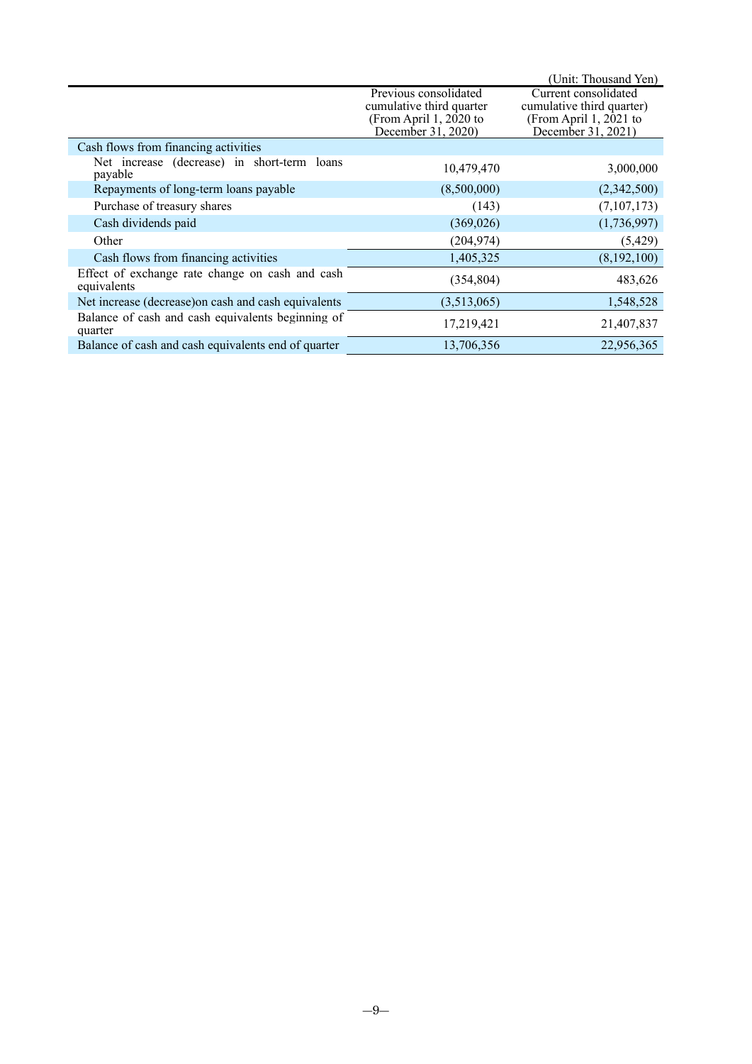(Unit: Thousand Yen)

| | Previous consolidated cumulative third quarter (From April 1, 2020 to December 31, 2020) | Current consolidated cumulative third quarter) (From April 1, 2021 to December 31, 2021) |
|---|---|---|
| Cash flows from financing activities | | |
| Net increase (decrease) in short-term loans payable | 10,479,470 | 3,000,000 |
| Repayments of long-term loans payable | (8,500,000) | (2,342,500) |
| Purchase of treasury shares | (143) | (7,107,173) |
| Cash dividends paid | (369,026) | (1,736,997) |
| Other | (204,974) | (5,429) |
| Cash flows from financing activities | 1,405,325 | (8,192,100) |
| Effect of exchange rate change on cash and cash equivalents | (354,804) | 483,626 |
| Net increase (decrease)on cash and cash equivalents | (3,513,065) | 1,548,528 |
| Balance of cash and cash equivalents beginning of quarter | 17,219,421 | 21,407,837 |
| Balance of cash and cash equivalents end of quarter | 13,706,356 | 22,956,365 |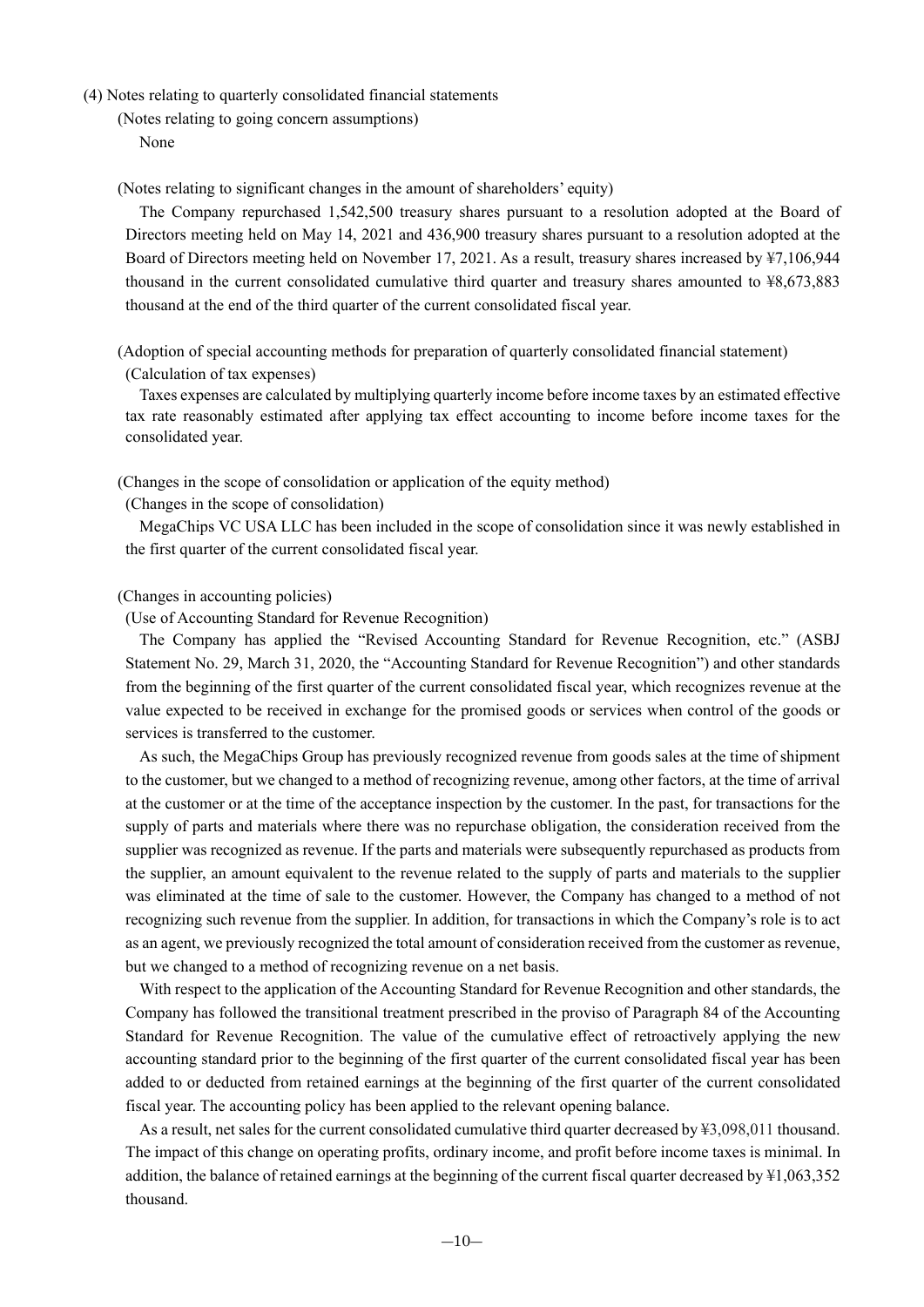(4) Notes relating to quarterly consolidated financial statements

(Notes relating to going concern assumptions)

None

(Notes relating to significant changes in the amount of shareholders' equity)

The Company repurchased 1,542,500 treasury shares pursuant to a resolution adopted at the Board of Directors meeting held on May 14, 2021 and 436,900 treasury shares pursuant to a resolution adopted at the Board of Directors meeting held on November 17, 2021. As a result, treasury shares increased by ¥7,106,944 thousand in the current consolidated cumulative third quarter and treasury shares amounted to ¥8,673,883 thousand at the end of the third quarter of the current consolidated fiscal year.

(Adoption of special accounting methods for preparation of quarterly consolidated financial statement)

(Calculation of tax expenses)

Taxes expenses are calculated by multiplying quarterly income before income taxes by an estimated effective tax rate reasonably estimated after applying tax effect accounting to income before income taxes for the consolidated year.

(Changes in the scope of consolidation or application of the equity method)

(Changes in the scope of consolidation)

MegaChips VC USA LLC has been included in the scope of consolidation since it was newly established in the first quarter of the current consolidated fiscal year.

(Changes in accounting policies)

(Use of Accounting Standard for Revenue Recognition)

The Company has applied the "Revised Accounting Standard for Revenue Recognition, etc." (ASBJ Statement No. 29, March 31, 2020, the "Accounting Standard for Revenue Recognition") and other standards from the beginning of the first quarter of the current consolidated fiscal year, which recognizes revenue at the value expected to be received in exchange for the promised goods or services when control of the goods or services is transferred to the customer.

As such, the MegaChips Group has previously recognized revenue from goods sales at the time of shipment to the customer, but we changed to a method of recognizing revenue, among other factors, at the time of arrival at the customer or at the time of the acceptance inspection by the customer. In the past, for transactions for the supply of parts and materials where there was no repurchase obligation, the consideration received from the supplier was recognized as revenue. If the parts and materials were subsequently repurchased as products from the supplier, an amount equivalent to the revenue related to the supply of parts and materials to the supplier was eliminated at the time of sale to the customer. However, the Company has changed to a method of not recognizing such revenue from the supplier. In addition, for transactions in which the Company's role is to act as an agent, we previously recognized the total amount of consideration received from the customer as revenue, but we changed to a method of recognizing revenue on a net basis.

With respect to the application of the Accounting Standard for Revenue Recognition and other standards, the Company has followed the transitional treatment prescribed in the proviso of Paragraph 84 of the Accounting Standard for Revenue Recognition. The value of the cumulative effect of retroactively applying the new accounting standard prior to the beginning of the first quarter of the current consolidated fiscal year has been added to or deducted from retained earnings at the beginning of the first quarter of the current consolidated fiscal year. The accounting policy has been applied to the relevant opening balance.

As a result, net sales for the current consolidated cumulative third quarter decreased by ¥3,098,011 thousand. The impact of this change on operating profits, ordinary income, and profit before income taxes is minimal. In addition, the balance of retained earnings at the beginning of the current fiscal quarter decreased by ¥1,063,352 thousand.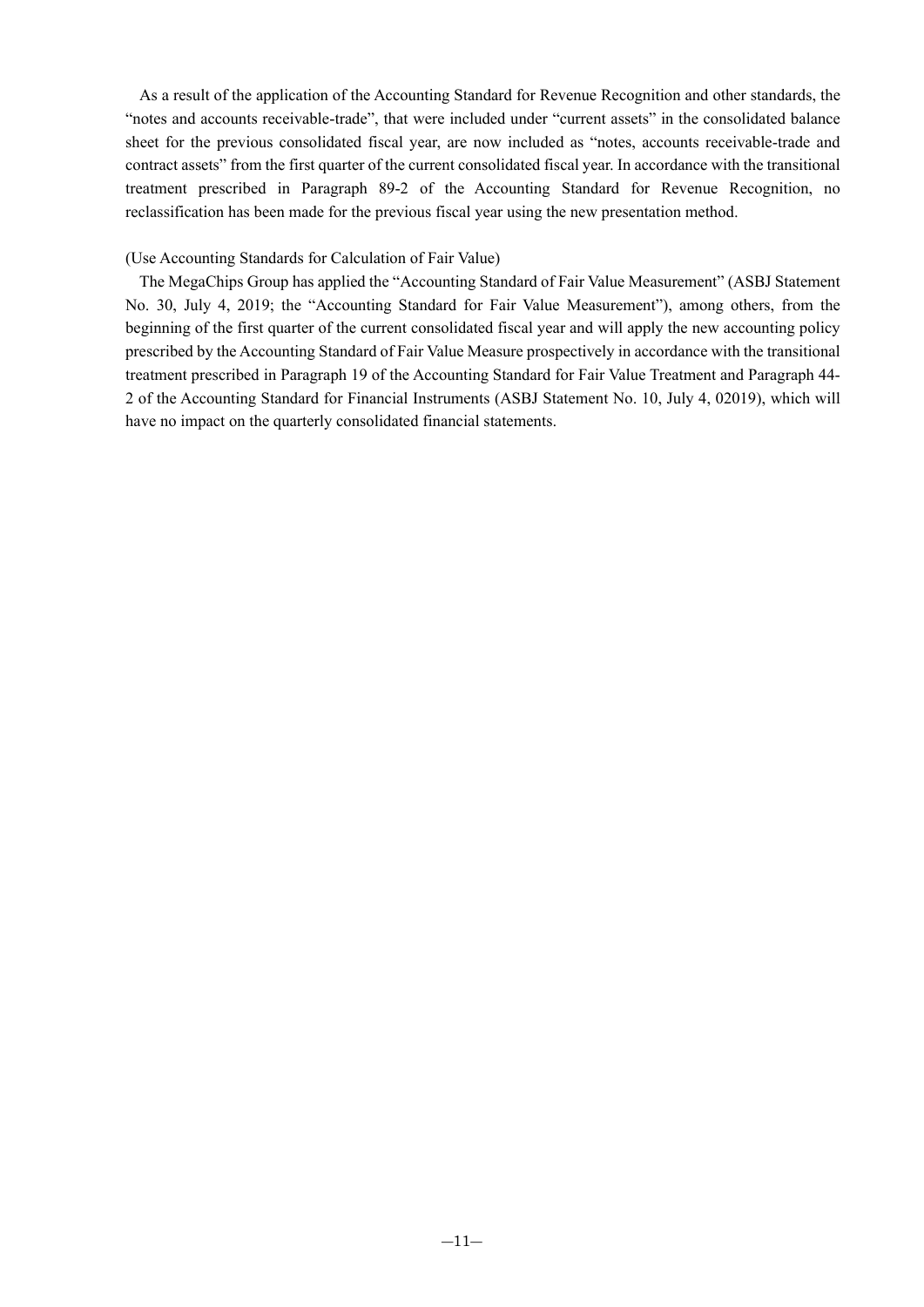As a result of the application of the Accounting Standard for Revenue Recognition and other standards, the "notes and accounts receivable-trade", that were included under "current assets" in the consolidated balance sheet for the previous consolidated fiscal year, are now included as "notes, accounts receivable-trade and contract assets" from the first quarter of the current consolidated fiscal year. In accordance with the transitional treatment prescribed in Paragraph 89-2 of the Accounting Standard for Revenue Recognition, no reclassification has been made for the previous fiscal year using the new presentation method.

(Use Accounting Standards for Calculation of Fair Value)

The MegaChips Group has applied the "Accounting Standard of Fair Value Measurement" (ASBJ Statement No. 30, July 4, 2019; the "Accounting Standard for Fair Value Measurement"), among others, from the beginning of the first quarter of the current consolidated fiscal year and will apply the new accounting policy prescribed by the Accounting Standard of Fair Value Measure prospectively in accordance with the transitional treatment prescribed in Paragraph 19 of the Accounting Standard for Fair Value Treatment and Paragraph 44-2 of the Accounting Standard for Financial Instruments (ASBJ Statement No. 10, July 4, 02019), which will have no impact on the quarterly consolidated financial statements.